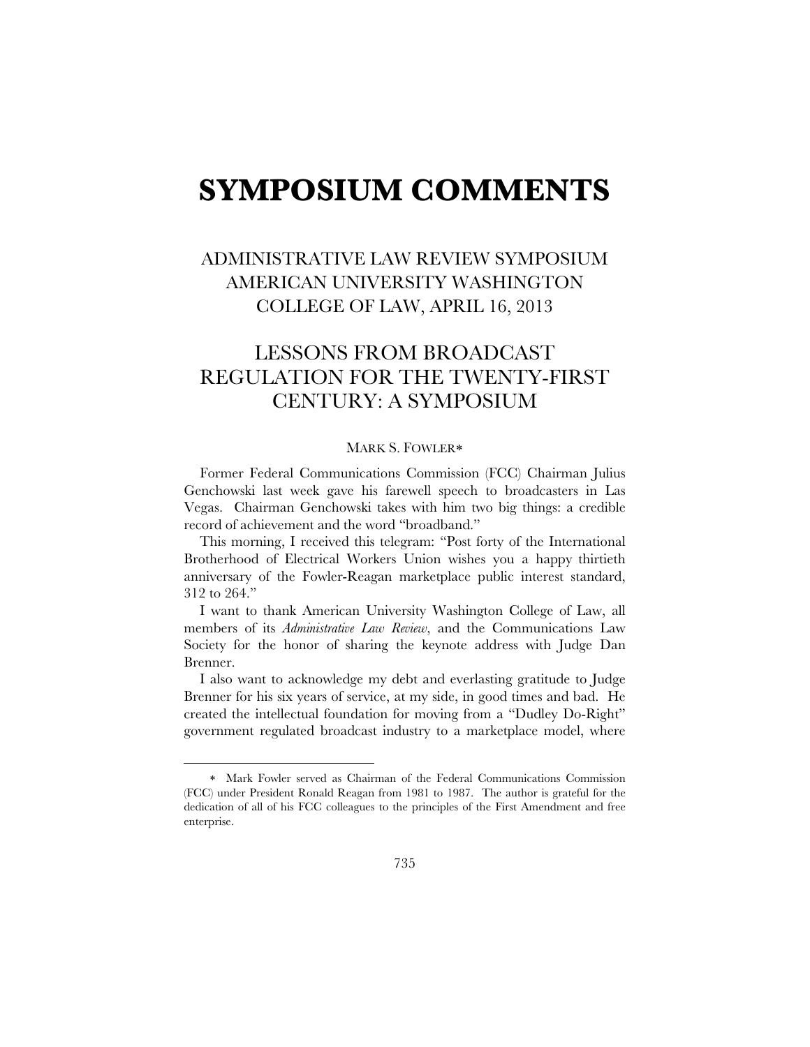# SYMPOSIUM COMMENTS

## ADMINISTRATIVE LAW REVIEW SYMPOSIUM AMERICAN UNIVERSITY WASHINGTON COLLEGE OF LAW, APRIL 16, 2013

## LESSONS FROM BROADCAST REGULATION FOR THE TWENTY-FIRST CENTURY: A SYMPOSIUM

MARK S. FOWLER*

Former Federal Communications Commission (FCC) Chairman Julius Genchowski last week gave his farewell speech to broadcasters in Las Vegas. Chairman Genchowski takes with him two big things: a credible record of achievement and the word "broadband."

This morning, I received this telegram: "Post forty of the International Brotherhood of Electrical Workers Union wishes you a happy thirtieth anniversary of the Fowler-Reagan marketplace public interest standard, 312 to 264."

I want to thank American University Washington College of Law, all members of its *Administrative Law Review*, and the Communications Law Society for the honor of sharing the keynote address with Judge Dan Brenner.

I also want to acknowledge my debt and everlasting gratitude to Judge Brenner for his six years of service, at my side, in good times and bad. He created the intellectual foundation for moving from a "Dudley Do-Right" government regulated broadcast industry to a marketplace model, where

---

* Mark Fowler served as Chairman of the Federal Communications Commission (FCC) under President Ronald Reagan from 1981 to 1987. The author is grateful for the dedication of all of his FCC colleagues to the principles of the First Amendment and free enterprise.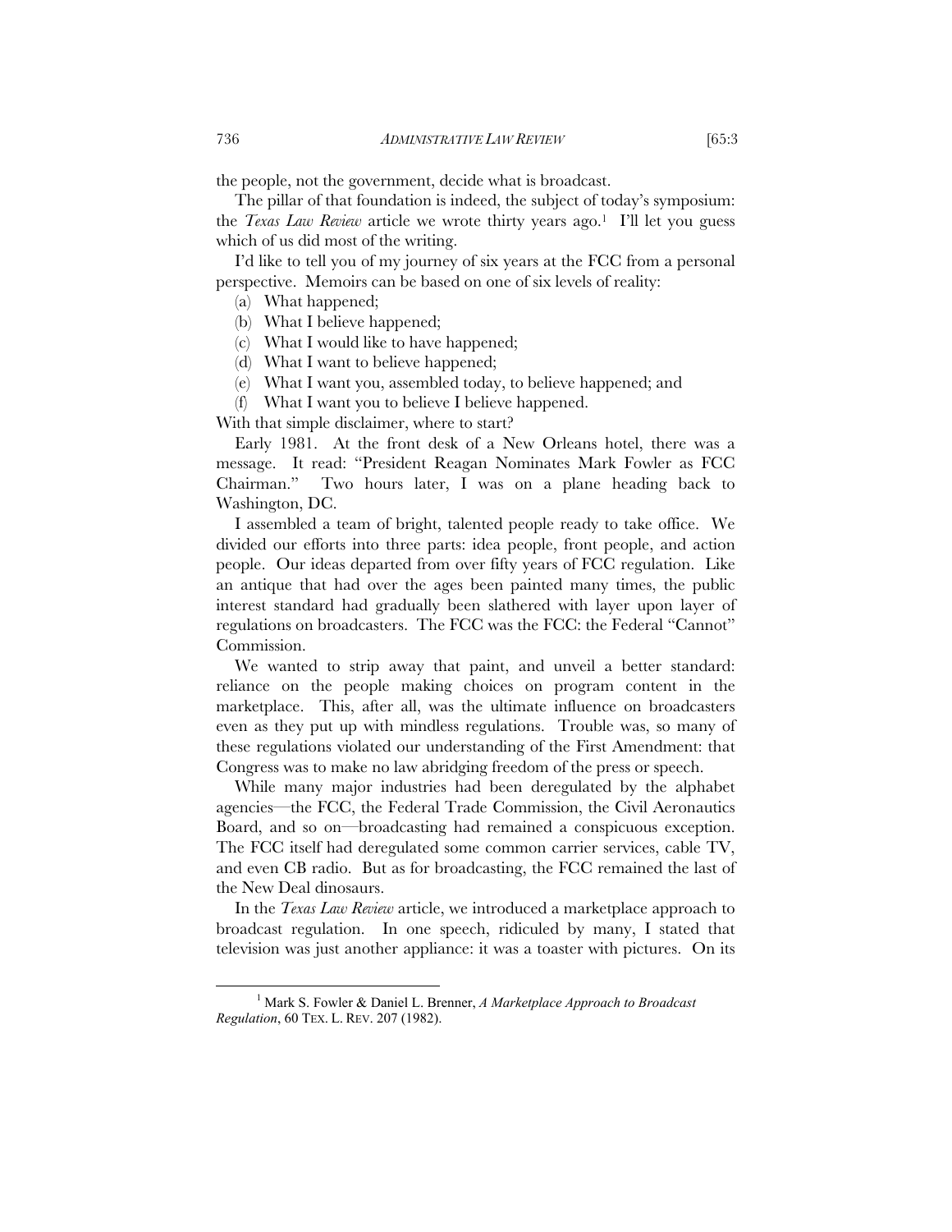the people, not the government, decide what is broadcast.

The pillar of that foundation is indeed, the subject of today's symposium: the *Texas Law Review* article we wrote thirty years ago.[1] I'll let you guess which of us did most of the writing.

I'd like to tell you of my journey of six years at the FCC from a personal perspective. Memoirs can be based on one of six levels of reality:

(a) What happened;

(b) What I believe happened;

(c) What I would like to have happened;

(d) What I want to believe happened;

(e) What I want you, assembled today, to believe happened; and

(f) What I want you to believe I believe happened.

With that simple disclaimer, where to start?

Early 1981. At the front desk of a New Orleans hotel, there was a message. It read: "President Reagan Nominates Mark Fowler as FCC Chairman." Two hours later, I was on a plane heading back to Washington, DC.

I assembled a team of bright, talented people ready to take office. We divided our efforts into three parts: idea people, front people, and action people. Our ideas departed from over fifty years of FCC regulation. Like an antique that had over the ages been painted many times, the public interest standard had gradually been slathered with layer upon layer of regulations on broadcasters. The FCC was the FCC: the Federal "Cannot" Commission.

We wanted to strip away that paint, and unveil a better standard: reliance on the people making choices on program content in the marketplace. This, after all, was the ultimate influence on broadcasters even as they put up with mindless regulations. Trouble was, so many of these regulations violated our understanding of the First Amendment: that Congress was to make no law abridging freedom of the press or speech.

While many major industries had been deregulated by the alphabet agencies—the FCC, the Federal Trade Commission, the Civil Aeronautics Board, and so on—broadcasting had remained a conspicuous exception. The FCC itself had deregulated some common carrier services, cable TV, and even CB radio. But as for broadcasting, the FCC remained the last of the New Deal dinosaurs.

In the *Texas Law Review* article, we introduced a marketplace approach to broadcast regulation. In one speech, ridiculed by many, I stated that television was just another appliance: it was a toaster with pictures. On its

---

[1] Mark S. Fowler & Daniel L. Brenner, *A Marketplace Approach to Broadcast Regulation*, 60 TEX. L. REV. 207 (1982).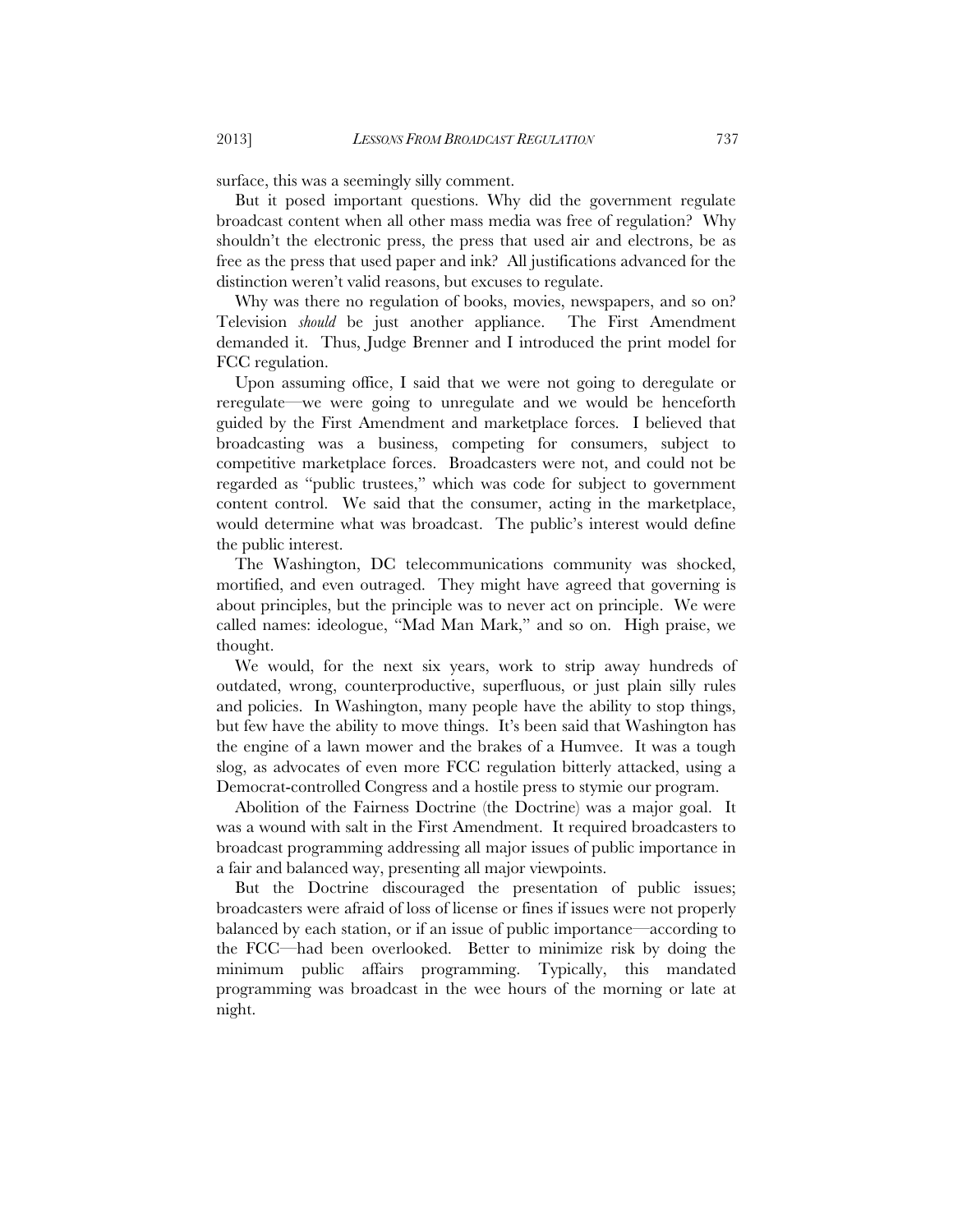surface, this was a seemingly silly comment.

But it posed important questions. Why did the government regulate broadcast content when all other mass media was free of regulation? Why shouldn't the electronic press, the press that used air and electrons, be as free as the press that used paper and ink? All justifications advanced for the distinction weren't valid reasons, but excuses to regulate.

Why was there no regulation of books, movies, newspapers, and so on? Television *should* be just another appliance. The First Amendment demanded it. Thus, Judge Brenner and I introduced the print model for FCC regulation.

Upon assuming office, I said that we were not going to deregulate or reregulate—we were going to unregulate and we would be henceforth guided by the First Amendment and marketplace forces. I believed that broadcasting was a business, competing for consumers, subject to competitive marketplace forces. Broadcasters were not, and could not be regarded as "public trustees," which was code for subject to government content control. We said that the consumer, acting in the marketplace, would determine what was broadcast. The public's interest would define the public interest.

The Washington, DC telecommunications community was shocked, mortified, and even outraged. They might have agreed that governing is about principles, but the principle was to never act on principle. We were called names: ideologue, "Mad Man Mark," and so on. High praise, we thought.

We would, for the next six years, work to strip away hundreds of outdated, wrong, counterproductive, superfluous, or just plain silly rules and policies. In Washington, many people have the ability to stop things, but few have the ability to move things. It's been said that Washington has the engine of a lawn mower and the brakes of a Humvee. It was a tough slog, as advocates of even more FCC regulation bitterly attacked, using a Democrat-controlled Congress and a hostile press to stymie our program.

Abolition of the Fairness Doctrine (the Doctrine) was a major goal. It was a wound with salt in the First Amendment. It required broadcasters to broadcast programming addressing all major issues of public importance in a fair and balanced way, presenting all major viewpoints.

But the Doctrine discouraged the presentation of public issues; broadcasters were afraid of loss of license or fines if issues were not properly balanced by each station, or if an issue of public importance—according to the FCC—had been overlooked. Better to minimize risk by doing the minimum public affairs programming. Typically, this mandated programming was broadcast in the wee hours of the morning or late at night.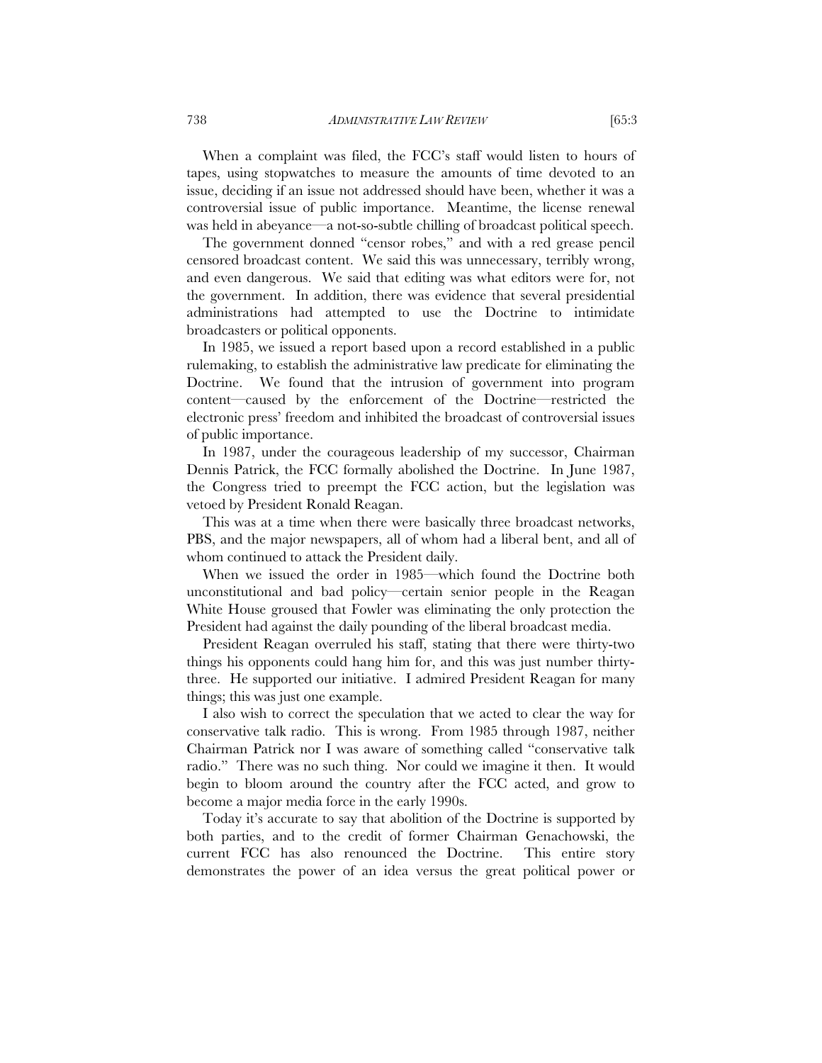When a complaint was filed, the FCC's staff would listen to hours of tapes, using stopwatches to measure the amounts of time devoted to an issue, deciding if an issue not addressed should have been, whether it was a controversial issue of public importance. Meantime, the license renewal was held in abeyance—a not-so-subtle chilling of broadcast political speech.

The government donned "censor robes," and with a red grease pencil censored broadcast content. We said this was unnecessary, terribly wrong, and even dangerous. We said that editing was what editors were for, not the government. In addition, there was evidence that several presidential administrations had attempted to use the Doctrine to intimidate broadcasters or political opponents.

In 1985, we issued a report based upon a record established in a public rulemaking, to establish the administrative law predicate for eliminating the Doctrine. We found that the intrusion of government into program content—caused by the enforcement of the Doctrine—restricted the electronic press' freedom and inhibited the broadcast of controversial issues of public importance.

In 1987, under the courageous leadership of my successor, Chairman Dennis Patrick, the FCC formally abolished the Doctrine. In June 1987, the Congress tried to preempt the FCC action, but the legislation was vetoed by President Ronald Reagan.

This was at a time when there were basically three broadcast networks, PBS, and the major newspapers, all of whom had a liberal bent, and all of whom continued to attack the President daily.

When we issued the order in 1985—which found the Doctrine both unconstitutional and bad policy—certain senior people in the Reagan White House groused that Fowler was eliminating the only protection the President had against the daily pounding of the liberal broadcast media.

President Reagan overruled his staff, stating that there were thirty-two things his opponents could hang him for, and this was just number thirty-three. He supported our initiative. I admired President Reagan for many things; this was just one example.

I also wish to correct the speculation that we acted to clear the way for conservative talk radio. This is wrong. From 1985 through 1987, neither Chairman Patrick nor I was aware of something called "conservative talk radio." There was no such thing. Nor could we imagine it then. It would begin to bloom around the country after the FCC acted, and grow to become a major media force in the early 1990s.

Today it's accurate to say that abolition of the Doctrine is supported by both parties, and to the credit of former Chairman Genachowski, the current FCC has also renounced the Doctrine. This entire story demonstrates the power of an idea versus the great political power or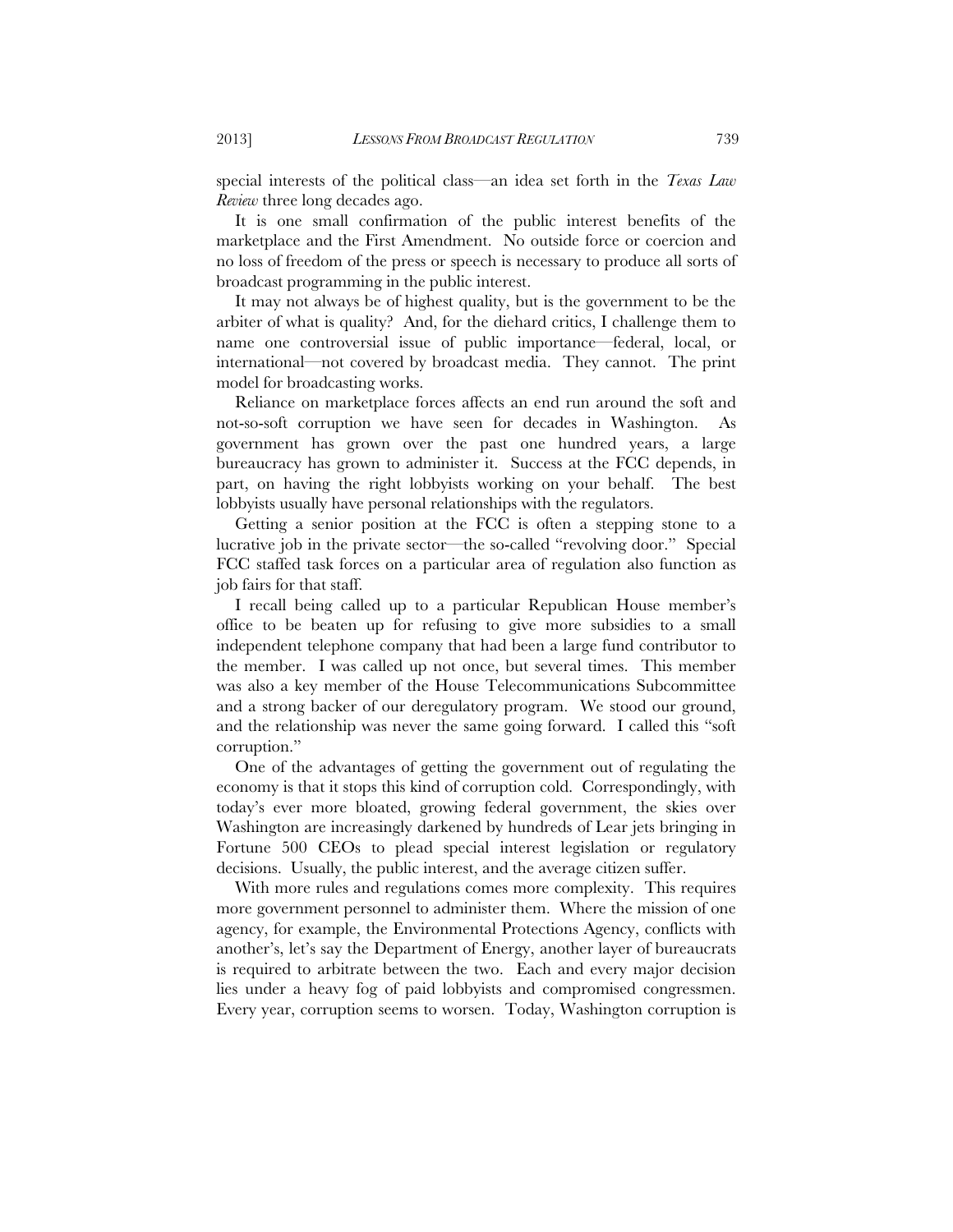special interests of the political class—an idea set forth in the *Texas Law Review* three long decades ago.

It is one small confirmation of the public interest benefits of the marketplace and the First Amendment. No outside force or coercion and no loss of freedom of the press or speech is necessary to produce all sorts of broadcast programming in the public interest.

It may not always be of highest quality, but is the government to be the arbiter of what is quality? And, for the diehard critics, I challenge them to name one controversial issue of public importance—federal, local, or international—not covered by broadcast media. They cannot. The print model for broadcasting works.

Reliance on marketplace forces affects an end run around the soft and not-so-soft corruption we have seen for decades in Washington. As government has grown over the past one hundred years, a large bureaucracy has grown to administer it. Success at the FCC depends, in part, on having the right lobbyists working on your behalf. The best lobbyists usually have personal relationships with the regulators.

Getting a senior position at the FCC is often a stepping stone to a lucrative job in the private sector—the so-called "revolving door." Special FCC staffed task forces on a particular area of regulation also function as job fairs for that staff.

I recall being called up to a particular Republican House member's office to be beaten up for refusing to give more subsidies to a small independent telephone company that had been a large fund contributor to the member. I was called up not once, but several times. This member was also a key member of the House Telecommunications Subcommittee and a strong backer of our deregulatory program. We stood our ground, and the relationship was never the same going forward. I called this "soft corruption."

One of the advantages of getting the government out of regulating the economy is that it stops this kind of corruption cold. Correspondingly, with today's ever more bloated, growing federal government, the skies over Washington are increasingly darkened by hundreds of Lear jets bringing in Fortune 500 CEOs to plead special interest legislation or regulatory decisions. Usually, the public interest, and the average citizen suffer.

With more rules and regulations comes more complexity. This requires more government personnel to administer them. Where the mission of one agency, for example, the Environmental Protections Agency, conflicts with another's, let's say the Department of Energy, another layer of bureaucrats is required to arbitrate between the two. Each and every major decision lies under a heavy fog of paid lobbyists and compromised congressmen. Every year, corruption seems to worsen. Today, Washington corruption is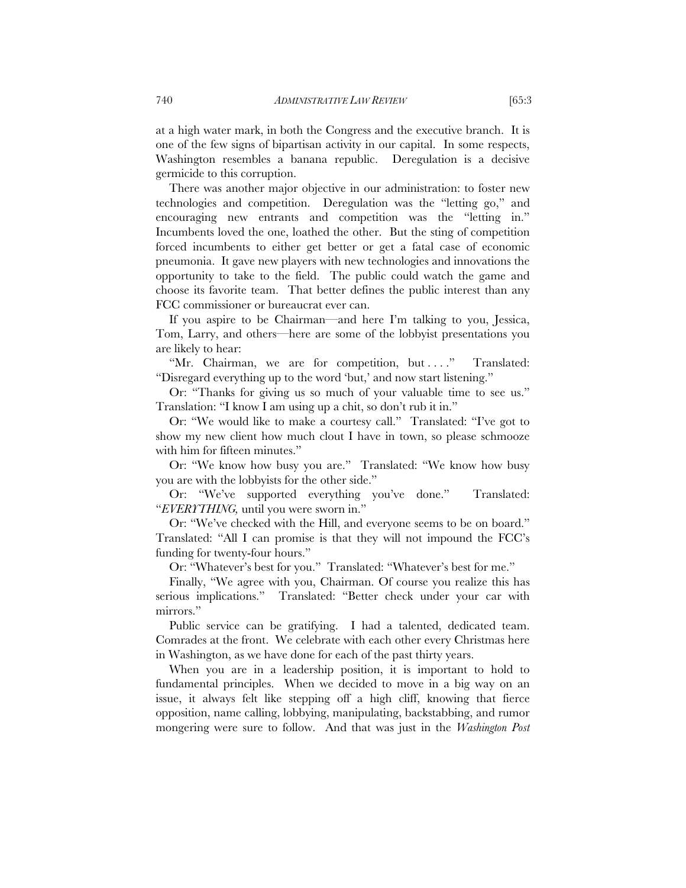at a high water mark, in both the Congress and the executive branch. It is one of the few signs of bipartisan activity in our capital. In some respects, Washington resembles a banana republic. Deregulation is a decisive germicide to this corruption.

There was another major objective in our administration: to foster new technologies and competition. Deregulation was the "letting go," and encouraging new entrants and competition was the "letting in." Incumbents loved the one, loathed the other. But the sting of competition forced incumbents to either get better or get a fatal case of economic pneumonia. It gave new players with new technologies and innovations the opportunity to take to the field. The public could watch the game and choose its favorite team. That better defines the public interest than any FCC commissioner or bureaucrat ever can.

If you aspire to be Chairman—and here I'm talking to you, Jessica, Tom, Larry, and others—here are some of the lobbyist presentations you are likely to hear:

"Mr. Chairman, we are for competition, but . . . ." Translated: "Disregard everything up to the word 'but,' and now start listening."

Or: "Thanks for giving us so much of your valuable time to see us." Translation: "I know I am using up a chit, so don't rub it in."

Or: "We would like to make a courtesy call." Translated: "I've got to show my new client how much clout I have in town, so please schmooze with him for fifteen minutes."

Or: "We know how busy you are." Translated: "We know how busy you are with the lobbyists for the other side."

Or: "We've supported everything you've done." Translated: "*EVERYTHING,* until you were sworn in."

Or: "We've checked with the Hill, and everyone seems to be on board." Translated: "All I can promise is that they will not impound the FCC's funding for twenty-four hours."

Or: "Whatever's best for you." Translated: "Whatever's best for me."

Finally, "We agree with you, Chairman. Of course you realize this has serious implications." Translated: "Better check under your car with mirrors."

Public service can be gratifying. I had a talented, dedicated team. Comrades at the front. We celebrate with each other every Christmas here in Washington, as we have done for each of the past thirty years.

When you are in a leadership position, it is important to hold to fundamental principles. When we decided to move in a big way on an issue, it always felt like stepping off a high cliff, knowing that fierce opposition, name calling, lobbying, manipulating, backstabbing, and rumor mongering were sure to follow. And that was just in the *Washington Post*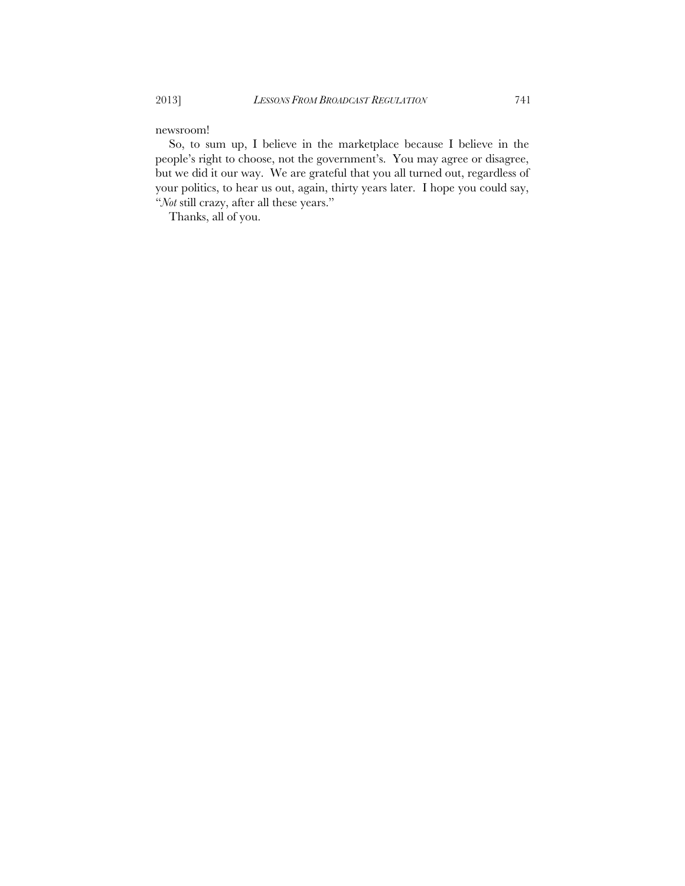newsroom!

So, to sum up, I believe in the marketplace because I believe in the people's right to choose, not the government's. You may agree or disagree, but we did it our way. We are grateful that you all turned out, regardless of your politics, to hear us out, again, thirty years later. I hope you could say, "*Not* still crazy, after all these years."

Thanks, all of you.